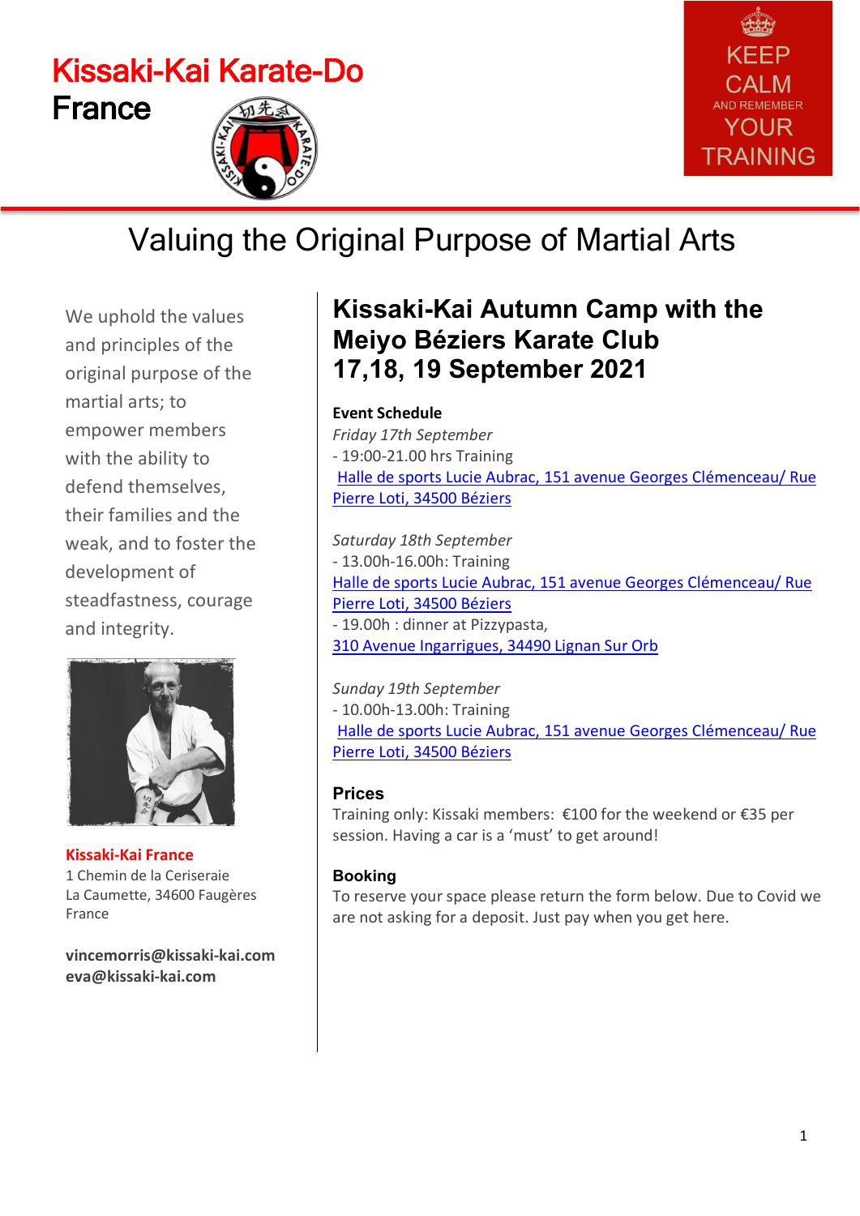# Kissaki-Kai Karate-Do France

KEEP CALM AND REMEMBER YOUR TRAINING

## Valuing the Original Purpose of Martial Arts

We uphold the values and principles of the original purpose of the martial arts; to empower members with the ability to defend themselves, their families and the weak, and to foster the development of steadfastness, courage and integrity.

**Kissaki-Kai France**
1 Chemin de la Ceriseraie
La Caumette, 34600 Faugères
France

**vincemorris@kissaki-kai.com**
**eva@kissaki-kai.com**

## Kissaki-Kai Autumn Camp with the Meiyo Béziers Karate Club 17,18, 19 September 2021

**Event Schedule**

*Friday 17th September*
- 19:00-21.00 hrs Training
[Halle de sports Lucie Aubrac, 151 avenue Georges Clémenceau/ Rue Pierre Loti, 34500 Béziers]

*Saturday 18th September*
- 13.00h-16.00h: Training
[Halle de sports Lucie Aubrac, 151 avenue Georges Clémenceau/ Rue Pierre Loti, 34500 Béziers]
- 19.00h : dinner at Pizzypasta,
[310 Avenue Ingarrigues, 34490 Lignan Sur Orb]

*Sunday 19th September*
- 10.00h-13.00h: Training
[Halle de sports Lucie Aubrac, 151 avenue Georges Clémenceau/ Rue Pierre Loti, 34500 Béziers]

### Prices

Training only: Kissaki members: €100 for the weekend or €35 per session. Having a car is a 'must' to get around!

### Booking

To reserve your space please return the form below. Due to Covid we are not asking for a deposit. Just pay when you get here.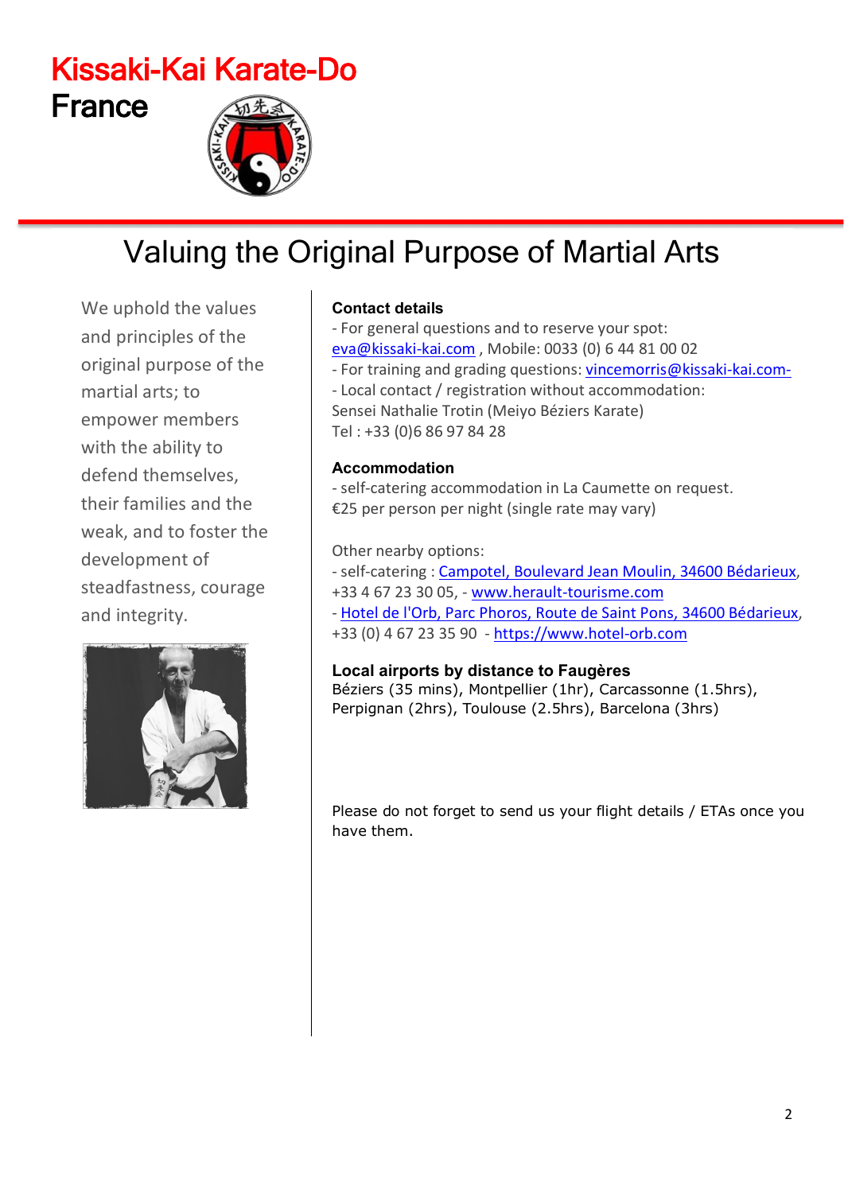# Kissaki-Kai Karate-Do

# France

## Valuing the Original Purpose of Martial Arts

We uphold the values and principles of the original purpose of the martial arts; to empower members with the ability to defend themselves, their families and the weak, and to foster the development of steadfastness, courage and integrity.

**Contact details**

- For general questions and to reserve your spot: eva@kissaki-kai.com , Mobile: 0033 (0) 6 44 81 00 02
- For training and grading questions: vincemorris@kissaki-kai.com-
- Local contact / registration without accommodation: Sensei Nathalie Trotin (Meiyo Béziers Karate) Tel : +33 (0)6 86 97 84 28

**Accommodation**

- self-catering accommodation in La Caumette on request. €25 per person per night (single rate may vary)

Other nearby options:

- self-catering : Campotel, Boulevard Jean Moulin, 34600 Bédarieux, +33 4 67 23 30 05, - www.herault-tourisme.com
- Hotel de l'Orb, Parc Phoros, Route de Saint Pons, 34600 Bédarieux, +33 (0) 4 67 23 35 90 - https://www.hotel-orb.com

**Local airports by distance to Faugères**

Béziers (35 mins), Montpellier (1hr), Carcassonne (1.5hrs), Perpignan (2hrs), Toulouse (2.5hrs), Barcelona (3hrs)

Please do not forget to send us your flight details / ETAs once you have them.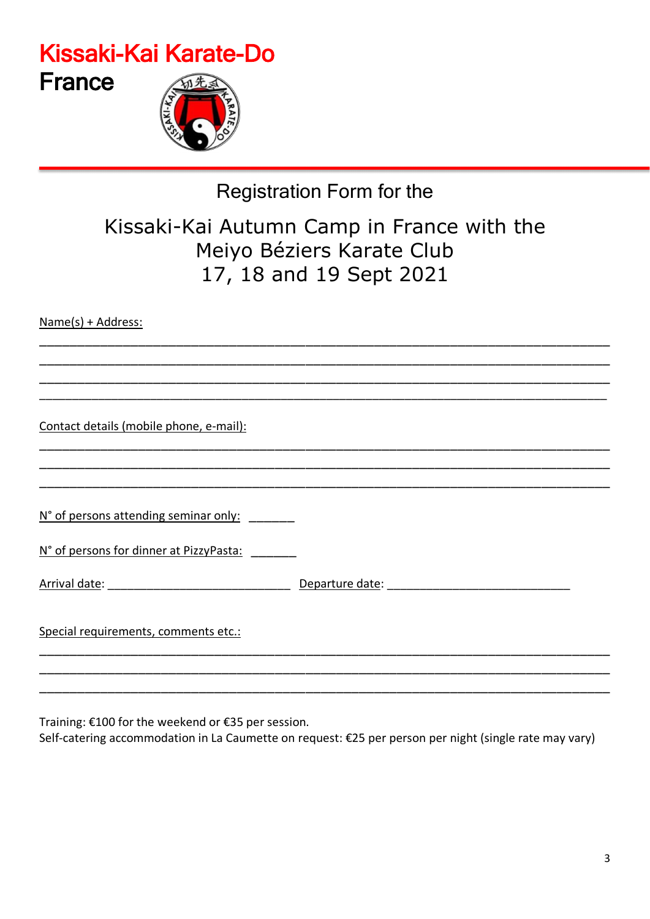# Kissaki-Kai Karate-Do

## France

Registration Form for the

## Kissaki-Kai Autumn Camp in France with the Meiyo Béziers Karate Club 17, 18 and 19 Sept 2021

Name(s) + Address:

\_\_\_\_\_\_\_\_\_\_\_\_\_\_\_\_\_\_\_\_\_\_\_\_\_\_\_\_\_\_\_\_\_\_\_\_\_\_\_\_\_\_\_\_\_\_\_\_\_\_\_\_\_\_\_\_\_\_\_\_\_\_\_\_\_\_\_\_\_\_\_\_\_\_\_\_

\_\_\_\_\_\_\_\_\_\_\_\_\_\_\_\_\_\_\_\_\_\_\_\_\_\_\_\_\_\_\_\_\_\_\_\_\_\_\_\_\_\_\_\_\_\_\_\_\_\_\_\_\_\_\_\_\_\_\_\_\_\_\_\_\_\_\_\_\_\_\_\_\_\_\_\_

\_\_\_\_\_\_\_\_\_\_\_\_\_\_\_\_\_\_\_\_\_\_\_\_\_\_\_\_\_\_\_\_\_\_\_\_\_\_\_\_\_\_\_\_\_\_\_\_\_\_\_\_\_\_\_\_\_\_\_\_\_\_\_\_\_\_\_\_\_\_\_\_\_\_\_\_

\_\_\_\_\_\_\_\_\_\_\_\_\_\_\_\_\_\_\_\_\_\_\_\_\_\_\_\_\_\_\_\_\_\_\_\_\_\_\_\_\_\_\_\_\_\_\_\_\_\_\_\_\_\_\_\_\_\_\_\_\_\_\_\_\_\_\_\_\_\_\_\_\_\_\_\_

Contact details (mobile phone, e-mail):

\_\_\_\_\_\_\_\_\_\_\_\_\_\_\_\_\_\_\_\_\_\_\_\_\_\_\_\_\_\_\_\_\_\_\_\_\_\_\_\_\_\_\_\_\_\_\_\_\_\_\_\_\_\_\_\_\_\_\_\_\_\_\_\_\_\_\_\_\_\_\_\_\_\_\_\_

\_\_\_\_\_\_\_\_\_\_\_\_\_\_\_\_\_\_\_\_\_\_\_\_\_\_\_\_\_\_\_\_\_\_\_\_\_\_\_\_\_\_\_\_\_\_\_\_\_\_\_\_\_\_\_\_\_\_\_\_\_\_\_\_\_\_\_\_\_\_\_\_\_\_\_\_

\_\_\_\_\_\_\_\_\_\_\_\_\_\_\_\_\_\_\_\_\_\_\_\_\_\_\_\_\_\_\_\_\_\_\_\_\_\_\_\_\_\_\_\_\_\_\_\_\_\_\_\_\_\_\_\_\_\_\_\_\_\_\_\_\_\_\_\_\_\_\_\_\_\_\_\_

N° of persons attending seminar only: \_\_\_\_\_\_\_

N° of persons for dinner at PizzyPasta: \_\_\_\_\_\_\_

Arrival date: \_\_\_\_\_\_\_\_\_\_\_\_\_\_\_\_\_\_\_\_\_\_\_\_\_\_\_\_ Departure date: \_\_\_\_\_\_\_\_\_\_\_\_\_\_\_\_\_\_\_\_\_\_\_\_\_\_\_\_

Special requirements, comments etc.:

\_\_\_\_\_\_\_\_\_\_\_\_\_\_\_\_\_\_\_\_\_\_\_\_\_\_\_\_\_\_\_\_\_\_\_\_\_\_\_\_\_\_\_\_\_\_\_\_\_\_\_\_\_\_\_\_\_\_\_\_\_\_\_\_\_\_\_\_\_\_\_\_\_\_\_\_

\_\_\_\_\_\_\_\_\_\_\_\_\_\_\_\_\_\_\_\_\_\_\_\_\_\_\_\_\_\_\_\_\_\_\_\_\_\_\_\_\_\_\_\_\_\_\_\_\_\_\_\_\_\_\_\_\_\_\_\_\_\_\_\_\_\_\_\_\_\_\_\_\_\_\_\_

\_\_\_\_\_\_\_\_\_\_\_\_\_\_\_\_\_\_\_\_\_\_\_\_\_\_\_\_\_\_\_\_\_\_\_\_\_\_\_\_\_\_\_\_\_\_\_\_\_\_\_\_\_\_\_\_\_\_\_\_\_\_\_\_\_\_\_\_\_\_\_\_\_\_\_\_

Training: €100 for the weekend or €35 per session.
Self-catering accommodation in La Caumette on request: €25 per person per night (single rate may vary)